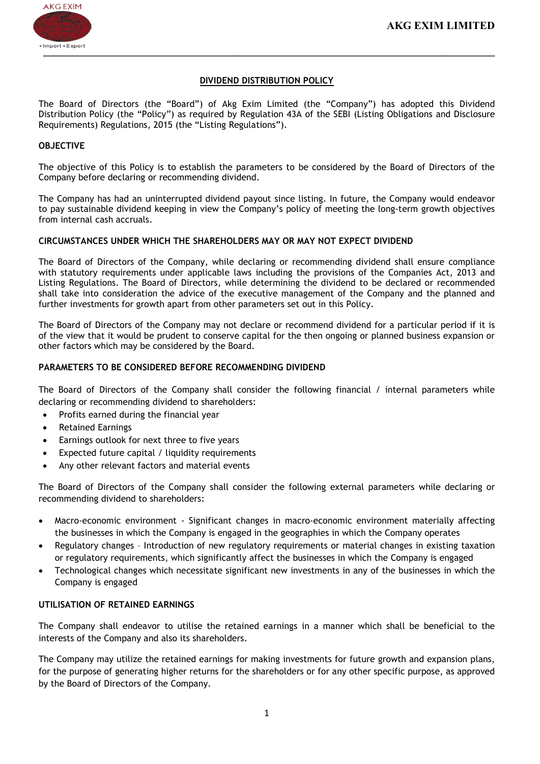# DIVIDEND DISTRIBUTION POLICY

The Board of Directors (the "Board") of Akg Exim Limited (the "Company") has adopted this Dividend Distribution Policy (the "Policy") as required by Regulation 43A of the SEBI (Listing Obligations and Disclosure Requirements) Regulations, 2015 (the "Listing Regulations").

## OBJECTIVE

The objective of this Policy is to establish the parameters to be considered by the Board of Directors of the Company before declaring or recommending dividend.

The Company has had an uninterrupted dividend payout since listing. In future, the Company would endeavor to pay sustainable dividend keeping in view the Company's policy of meeting the long-term growth objectives from internal cash accruals.

## CIRCUMSTANCES UNDER WHICH THE SHAREHOLDERS MAY OR MAY NOT EXPECT DIVIDEND

The Board of Directors of the Company, while declaring or recommending dividend shall ensure compliance with statutory requirements under applicable laws including the provisions of the Companies Act, 2013 and Listing Regulations. The Board of Directors, while determining the dividend to be declared or recommended shall take into consideration the advice of the executive management of the Company and the planned and further investments for growth apart from other parameters set out in this Policy.

The Board of Directors of the Company may not declare or recommend dividend for a particular period if it is of the view that it would be prudent to conserve capital for the then ongoing or planned business expansion or other factors which may be considered by the Board.

## PARAMETERS TO BE CONSIDERED BEFORE RECOMMENDING DIVIDEND

The Board of Directors of the Company shall consider the following financial / internal parameters while declaring or recommending dividend to shareholders:

- Profits earned during the financial year
- Retained Earnings
- Earnings outlook for next three to five years
- Expected future capital / liquidity requirements
- Any other relevant factors and material events

The Board of Directors of the Company shall consider the following external parameters while declaring or recommending dividend to shareholders:

- Macro-economic environment - Significant changes in macro-economic environment materially affecting the businesses in which the Company is engaged in the geographies in which the Company operates
- Regulatory changes – Introduction of new regulatory requirements or material changes in existing taxation or regulatory requirements, which significantly affect the businesses in which the Company is engaged
- Technological changes which necessitate significant new investments in any of the businesses in which the Company is engaged

## UTILISATION OF RETAINED EARNINGS

The Company shall endeavor to utilise the retained earnings in a manner which shall be beneficial to the interests of the Company and also its shareholders.

The Company may utilize the retained earnings for making investments for future growth and expansion plans, for the purpose of generating higher returns for the shareholders or for any other specific purpose, as approved by the Board of Directors of the Company.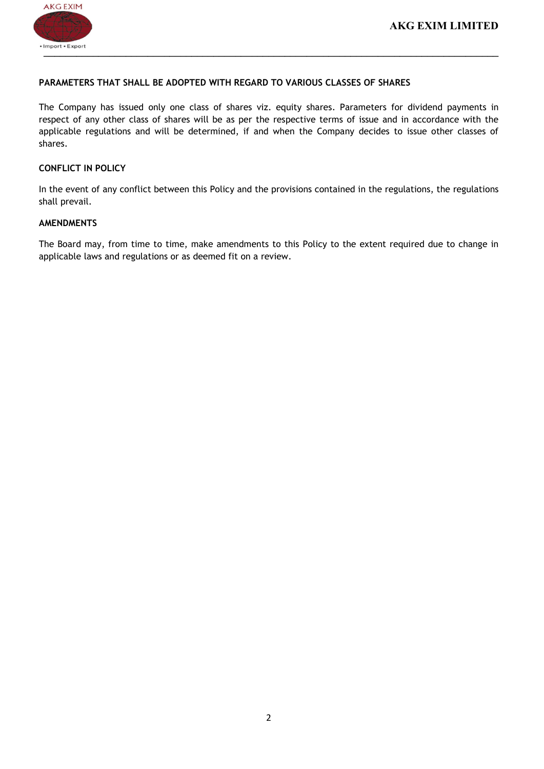## PARAMETERS THAT SHALL BE ADOPTED WITH REGARD TO VARIOUS CLASSES OF SHARES

The Company has issued only one class of shares viz. equity shares. Parameters for dividend payments in respect of any other class of shares will be as per the respective terms of issue and in accordance with the applicable regulations and will be determined, if and when the Company decides to issue other classes of shares.

## CONFLICT IN POLICY

In the event of any conflict between this Policy and the provisions contained in the regulations, the regulations shall prevail.

## AMENDMENTS

The Board may, from time to time, make amendments to this Policy to the extent required due to change in applicable laws and regulations or as deemed fit on a review.